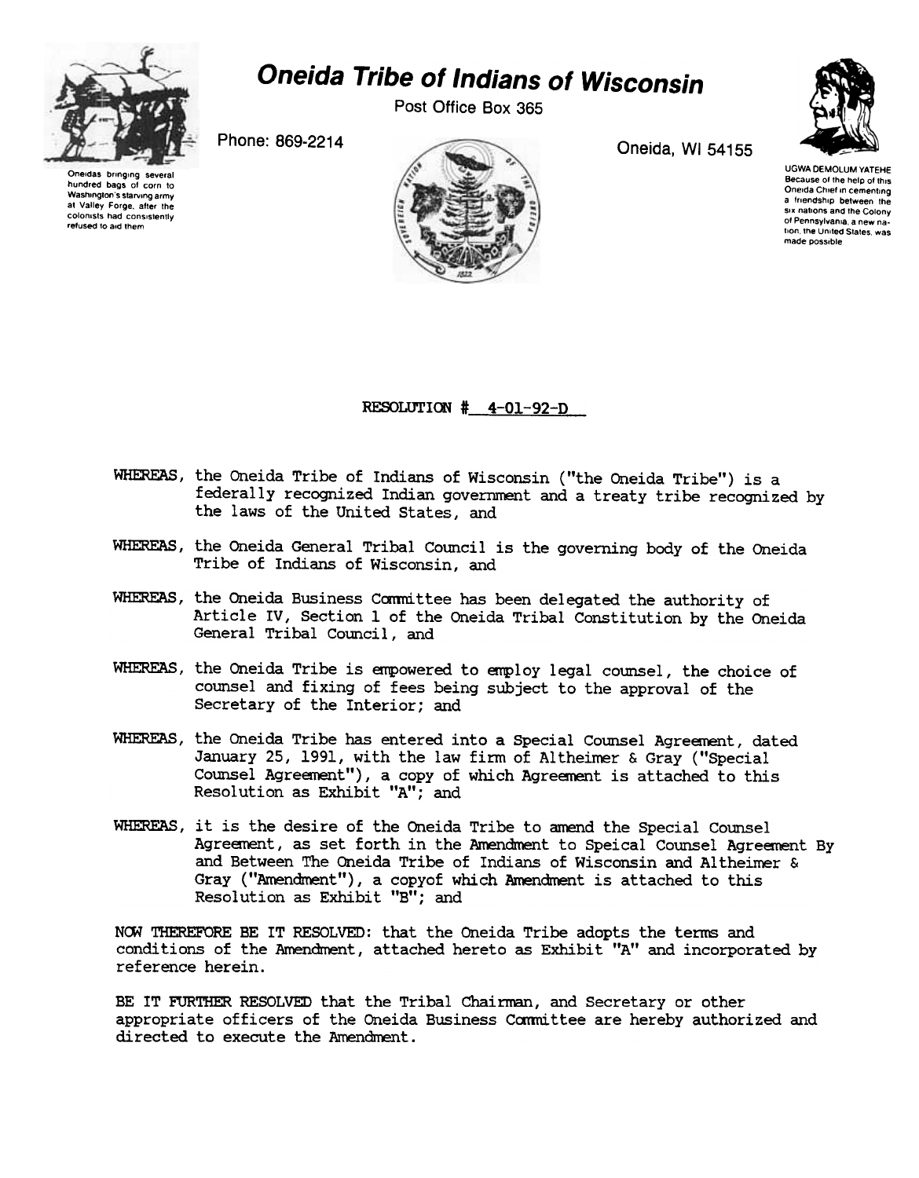# Oneida Tribe of Indians of Wisconsin

Post Office Box 365

Phone: 869-2214

Oneida, WI 54155

Oneidas bringing several hundred bags of corn to Washington's starving army at Valley Forge, after the colonists had consistently refused to aid them

UGWA DEMOLUM YATEHE
Because of the help of this Oneida Chief in cementing a friendship between the six nations and the Colony of Pennsylvania, a new nation, the United States, was made possible

RESOLUTION # 4-01-92-D

WHEREAS, the Oneida Tribe of Indians of Wisconsin ("the Oneida Tribe") is a federally recognized Indian government and a treaty tribe recognized by the laws of the United States, and

WHEREAS, the Oneida General Tribal Council is the governing body of the Oneida Tribe of Indians of Wisconsin, and

WHEREAS, the Oneida Business Committee has been delegated the authority of Article IV, Section 1 of the Oneida Tribal Constitution by the Oneida General Tribal Council, and

WHEREAS, the Oneida Tribe is empowered to employ legal counsel, the choice of counsel and fixing of fees being subject to the approval of the Secretary of the Interior; and

WHEREAS, the Oneida Tribe has entered into a Special Counsel Agreement, dated January 25, 1991, with the law firm of Altheimer & Gray ("Special Counsel Agreement"), a copy of which Agreement is attached to this Resolution as Exhibit "A"; and

WHEREAS, it is the desire of the Oneida Tribe to amend the Special Counsel Agreement, as set forth in the Amendment to Speical Counsel Agreement By and Between The Oneida Tribe of Indians of Wisconsin and Altheimer & Gray ("Amendment"), a copyof which Amendment is attached to this Resolution as Exhibit "B"; and

NOW THEREFORE BE IT RESOLVED: that the Oneida Tribe adopts the terms and conditions of the Amendment, attached hereto as Exhibit "A" and incorporated by reference herein.

BE IT FURTHER RESOLVED that the Tribal Chairman, and Secretary or other appropriate officers of the Oneida Business Committee are hereby authorized and directed to execute the Amendment.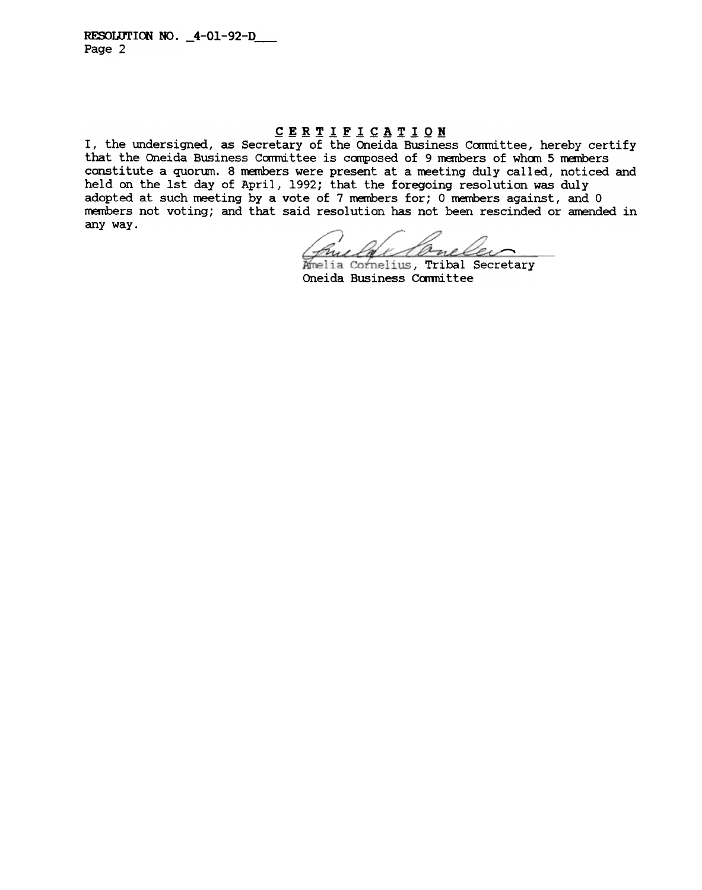RESOLUTION NO. _4-01-92-D___
Page 2

## CERTIFICATION

I, the undersigned, as Secretary of the Oneida Business Committee, hereby certify that the Oneida Business Committee is composed of 9 members of whom 5 members constitute a quorum. 8 members were present at a meeting duly called, noticed and held on the 1st day of April, 1992; that the foregoing resolution was duly adopted at such meeting by a vote of 7 members for; 0 members against, and 0 members not voting; and that said resolution has not been rescinded or amended in any way.

Amelia Cornelius, Tribal Secretary
Oneida Business Committee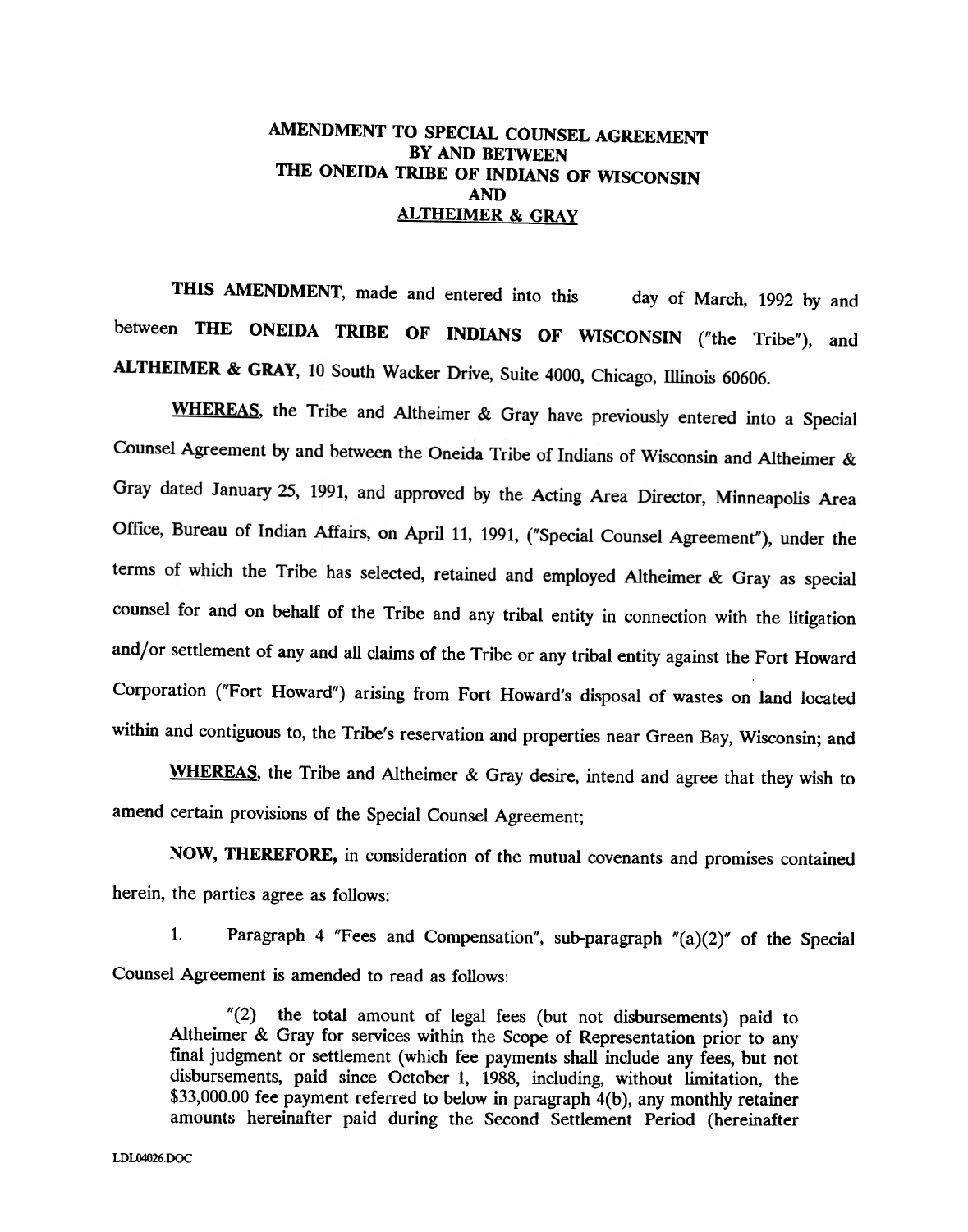**AMENDMENT TO SPECIAL COUNSEL AGREEMENT**
**BY AND BETWEEN**
**THE ONEIDA TRIBE OF INDIANS OF WISCONSIN**
**AND**
**ALTHEIMER & GRAY**

**THIS AMENDMENT**, made and entered into this day of March, 1992 by and between **THE ONEIDA TRIBE OF INDIANS OF WISCONSIN** ("the Tribe"), and **ALTHEIMER & GRAY**, 10 South Wacker Drive, Suite 4000, Chicago, Illinois 60606.

**WHEREAS**, the Tribe and Altheimer & Gray have previously entered into a Special Counsel Agreement by and between the Oneida Tribe of Indians of Wisconsin and Altheimer & Gray dated January 25, 1991, and approved by the Acting Area Director, Minneapolis Area Office, Bureau of Indian Affairs, on April 11, 1991, ("Special Counsel Agreement"), under the terms of which the Tribe has selected, retained and employed Altheimer & Gray as special counsel for and on behalf of the Tribe and any tribal entity in connection with the litigation and/or settlement of any and all claims of the Tribe or any tribal entity against the Fort Howard Corporation ("Fort Howard") arising from Fort Howard's disposal of wastes on land located within and contiguous to, the Tribe's reservation and properties near Green Bay, Wisconsin; and

**WHEREAS**, the Tribe and Altheimer & Gray desire, intend and agree that they wish to amend certain provisions of the Special Counsel Agreement;

**NOW, THEREFORE,** in consideration of the mutual covenants and promises contained herein, the parties agree as follows:

1. Paragraph 4 "Fees and Compensation", sub-paragraph "(a)(2)" of the Special Counsel Agreement is amended to read as follows:

> "(2) the total amount of legal fees (but not disbursements) paid to Altheimer & Gray for services within the Scope of Representation prior to any final judgment or settlement (which fee payments shall include any fees, but not disbursements, paid since October 1, 1988, including, without limitation, the $33,000.00 fee payment referred to below in paragraph 4(b), any monthly retainer amounts hereinafter paid during the Second Settlement Period (hereinafter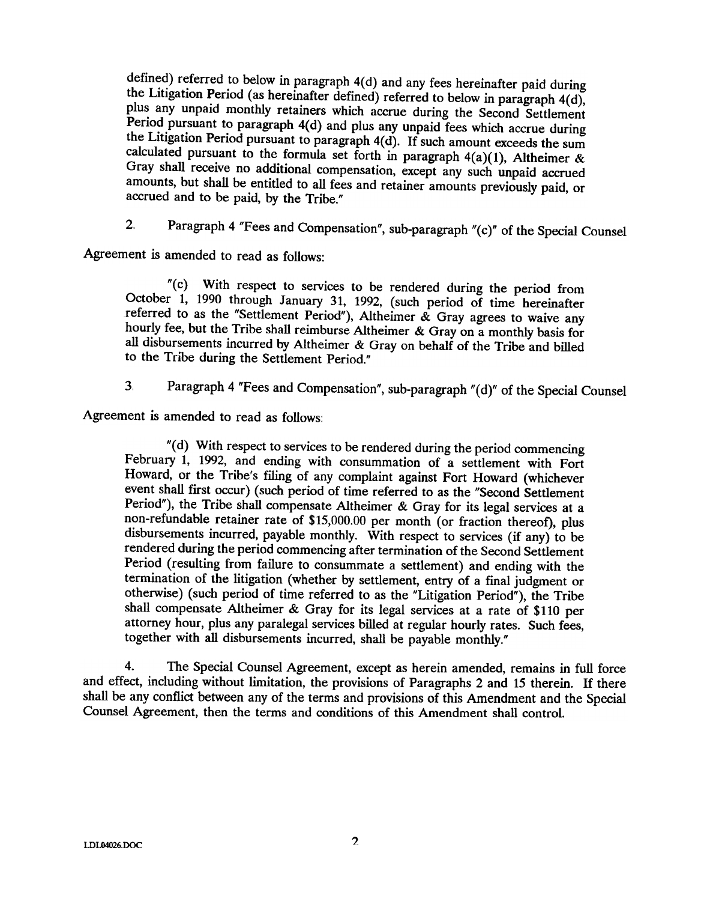defined) referred to below in paragraph 4(d) and any fees hereinafter paid during the Litigation Period (as hereinafter defined) referred to below in paragraph 4(d), plus any unpaid monthly retainers which accrue during the Second Settlement Period pursuant to paragraph 4(d) and plus any unpaid fees which accrue during the Litigation Period pursuant to paragraph 4(d). If such amount exceeds the sum calculated pursuant to the formula set forth in paragraph 4(a)(1), Altheimer & Gray shall receive no additional compensation, except any such unpaid accrued amounts, but shall be entitled to all fees and retainer amounts previously paid, or accrued and to be paid, by the Tribe."

2. Paragraph 4 "Fees and Compensation", sub-paragraph "(c)" of the Special Counsel Agreement is amended to read as follows:

> "(c) With respect to services to be rendered during the period from October 1, 1990 through January 31, 1992, (such period of time hereinafter referred to as the "Settlement Period"), Altheimer & Gray agrees to waive any hourly fee, but the Tribe shall reimburse Altheimer & Gray on a monthly basis for all disbursements incurred by Altheimer & Gray on behalf of the Tribe and billed to the Tribe during the Settlement Period."

3. Paragraph 4 "Fees and Compensation", sub-paragraph "(d)" of the Special Counsel Agreement is amended to read as follows:

> "(d) With respect to services to be rendered during the period commencing February 1, 1992, and ending with consummation of a settlement with Fort Howard, or the Tribe's filing of any complaint against Fort Howard (whichever event shall first occur) (such period of time referred to as the "Second Settlement Period"), the Tribe shall compensate Altheimer & Gray for its legal services at a non-refundable retainer rate of $15,000.00 per month (or fraction thereof), plus disbursements incurred, payable monthly. With respect to services (if any) to be rendered during the period commencing after termination of the Second Settlement Period (resulting from failure to consummate a settlement) and ending with the termination of the litigation (whether by settlement, entry of a final judgment or otherwise) (such period of time referred to as the "Litigation Period"), the Tribe shall compensate Altheimer & Gray for its legal services at a rate of $110 per attorney hour, plus any paralegal services billed at regular hourly rates. Such fees, together with all disbursements incurred, shall be payable monthly."

4. The Special Counsel Agreement, except as herein amended, remains in full force and effect, including without limitation, the provisions of Paragraphs 2 and 15 therein. If there shall be any conflict between any of the terms and provisions of this Amendment and the Special Counsel Agreement, then the terms and conditions of this Amendment shall control.

LDL04026.DOC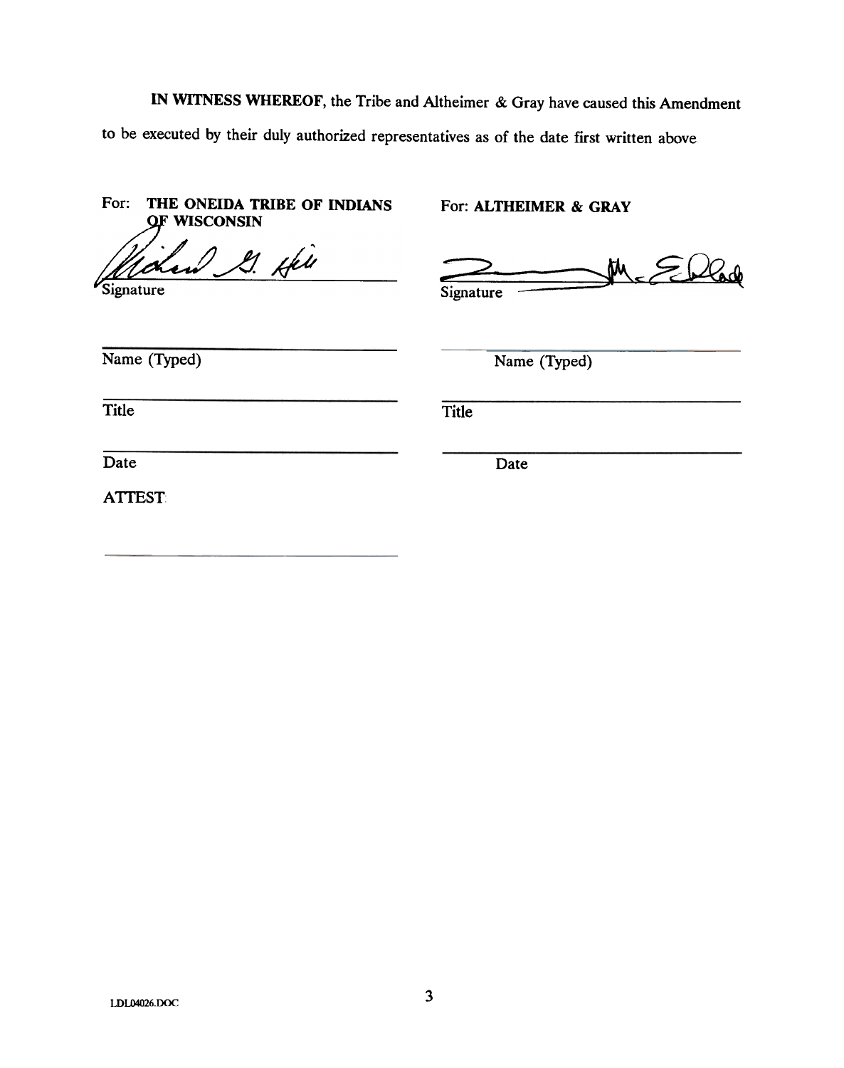**IN WITNESS WHEREOF**, the Tribe and Altheimer & Gray have caused this Amendment to be executed by their duly authorized representatives as of the date first written above

| For: **THE ONEIDA TRIBE OF INDIANS OF WISCONSIN** | For: **ALTHEIMER & GRAY** |
|---|---|
| Signature | Signature |
| Name (Typed) | Name (Typed) |
| Title | Title |
| Date | Date |
| ATTEST: | |

LDL04026.DOC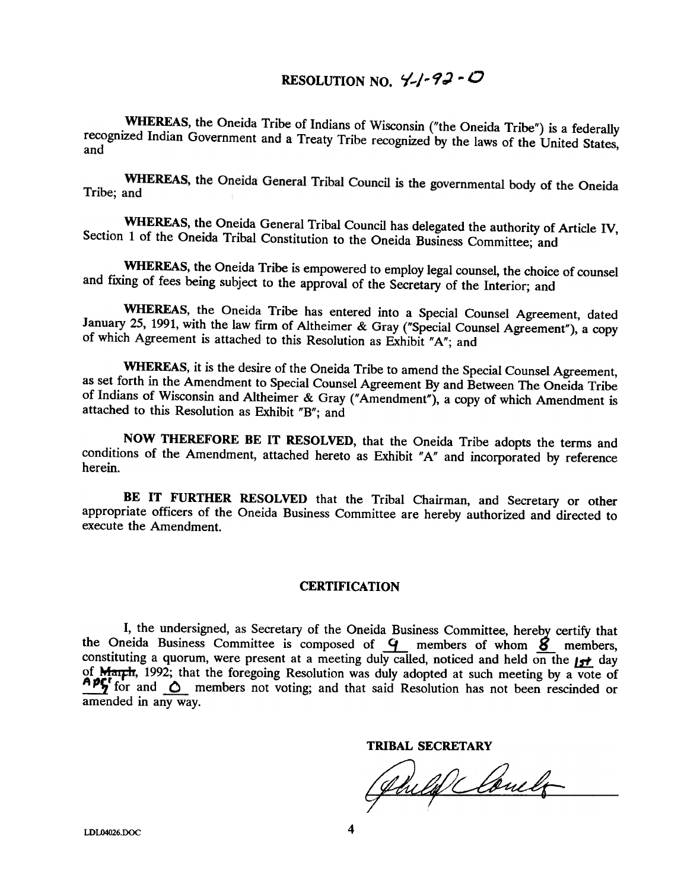# RESOLUTION NO. 4-1-92-O

**WHEREAS,** the Oneida Tribe of Indians of Wisconsin ("the Oneida Tribe") is a federally recognized Indian Government and a Treaty Tribe recognized by the laws of the United States, and

**WHEREAS,** the Oneida General Tribal Council is the governmental body of the Oneida Tribe; and

**WHEREAS,** the Oneida General Tribal Council has delegated the authority of Article IV, Section 1 of the Oneida Tribal Constitution to the Oneida Business Committee; and

**WHEREAS,** the Oneida Tribe is empowered to employ legal counsel, the choice of counsel and fixing of fees being subject to the approval of the Secretary of the Interior; and

**WHEREAS,** the Oneida Tribe has entered into a Special Counsel Agreement, dated January 25, 1991, with the law firm of Altheimer & Gray ("Special Counsel Agreement"), a copy of which Agreement is attached to this Resolution as Exhibit "A"; and

**WHEREAS,** it is the desire of the Oneida Tribe to amend the Special Counsel Agreement, as set forth in the Amendment to Special Counsel Agreement By and Between The Oneida Tribe of Indians of Wisconsin and Altheimer & Gray ("Amendment"), a copy of which Amendment is attached to this Resolution as Exhibit "B"; and

**NOW THEREFORE BE IT RESOLVED,** that the Oneida Tribe adopts the terms and conditions of the Amendment, attached hereto as Exhibit "A" and incorporated by reference herein.

**BE IT FURTHER RESOLVED** that the Tribal Chairman, and Secretary or other appropriate officers of the Oneida Business Committee are hereby authorized and directed to execute the Amendment.

## CERTIFICATION

I, the undersigned, as Secretary of the Oneida Business Committee, hereby certify that the Oneida Business Committee is composed of 9 members of whom 8 members, constituting a quorum, were present at a meeting duly called, noticed and held on the 1st day of ~~March~~ Apr, 1992; that the foregoing Resolution was duly adopted at such meeting by a vote of 7 for and 0 members not voting; and that said Resolution has not been rescinded or amended in any way.

**TRIBAL SECRETARY**

[Signature]

LDL04026.DOC